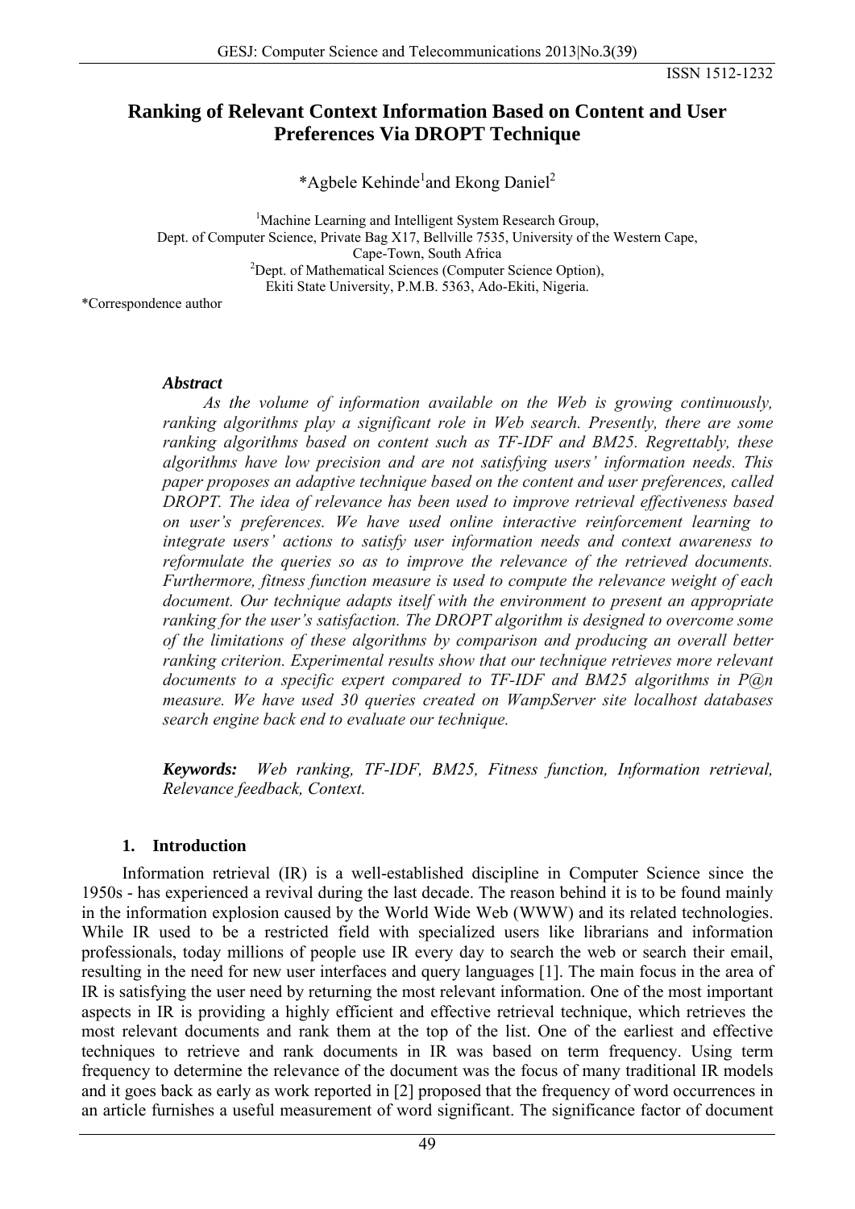ISSN 1512-1232

# Ranking of Relevant Context Information Based on Content and User Preferences Via DROPT Technique

*Agbele Kehinde[1] and Ekong Daniel[2]

[1]Machine Learning and Intelligent System Research Group,
Dept. of Computer Science, Private Bag X17, Bellville 7535, University of the Western Cape,
Cape-Town, South Africa
[2]Dept. of Mathematical Sciences (Computer Science Option),
Ekiti State University, P.M.B. 5363, Ado-Ekiti, Nigeria.

*Correspondence author

***Abstract***

*As the volume of information available on the Web is growing continuously, ranking algorithms play a significant role in Web search. Presently, there are some ranking algorithms based on content such as TF-IDF and BM25. Regrettably, these algorithms have low precision and are not satisfying users' information needs. This paper proposes an adaptive technique based on the content and user preferences, called DROPT. The idea of relevance has been used to improve retrieval effectiveness based on user's preferences. We have used online interactive reinforcement learning to integrate users' actions to satisfy user information needs and context awareness to reformulate the queries so as to improve the relevance of the retrieved documents. Furthermore, fitness function measure is used to compute the relevance weight of each document. Our technique adapts itself with the environment to present an appropriate ranking for the user's satisfaction. The DROPT algorithm is designed to overcome some of the limitations of these algorithms by comparison and producing an overall better ranking criterion. Experimental results show that our technique retrieves more relevant documents to a specific expert compared to TF-IDF and BM25 algorithms in P@n measure. We have used 30 queries created on WampServer site localhost databases search engine back end to evaluate our technique.*

***Keywords:*** *Web ranking, TF-IDF, BM25, Fitness function, Information retrieval, Relevance feedback, Context.*

## 1. Introduction

Information retrieval (IR) is a well-established discipline in Computer Science since the 1950s - has experienced a revival during the last decade. The reason behind it is to be found mainly in the information explosion caused by the World Wide Web (WWW) and its related technologies. While IR used to be a restricted field with specialized users like librarians and information professionals, today millions of people use IR every day to search the web or search their email, resulting in the need for new user interfaces and query languages [1]. The main focus in the area of IR is satisfying the user need by returning the most relevant information. One of the most important aspects in IR is providing a highly efficient and effective retrieval technique, which retrieves the most relevant documents and rank them at the top of the list. One of the earliest and effective techniques to retrieve and rank documents in IR was based on term frequency. Using term frequency to determine the relevance of the document was the focus of many traditional IR models and it goes back as early as work reported in [2] proposed that the frequency of word occurrences in an article furnishes a useful measurement of word significant. The significance factor of document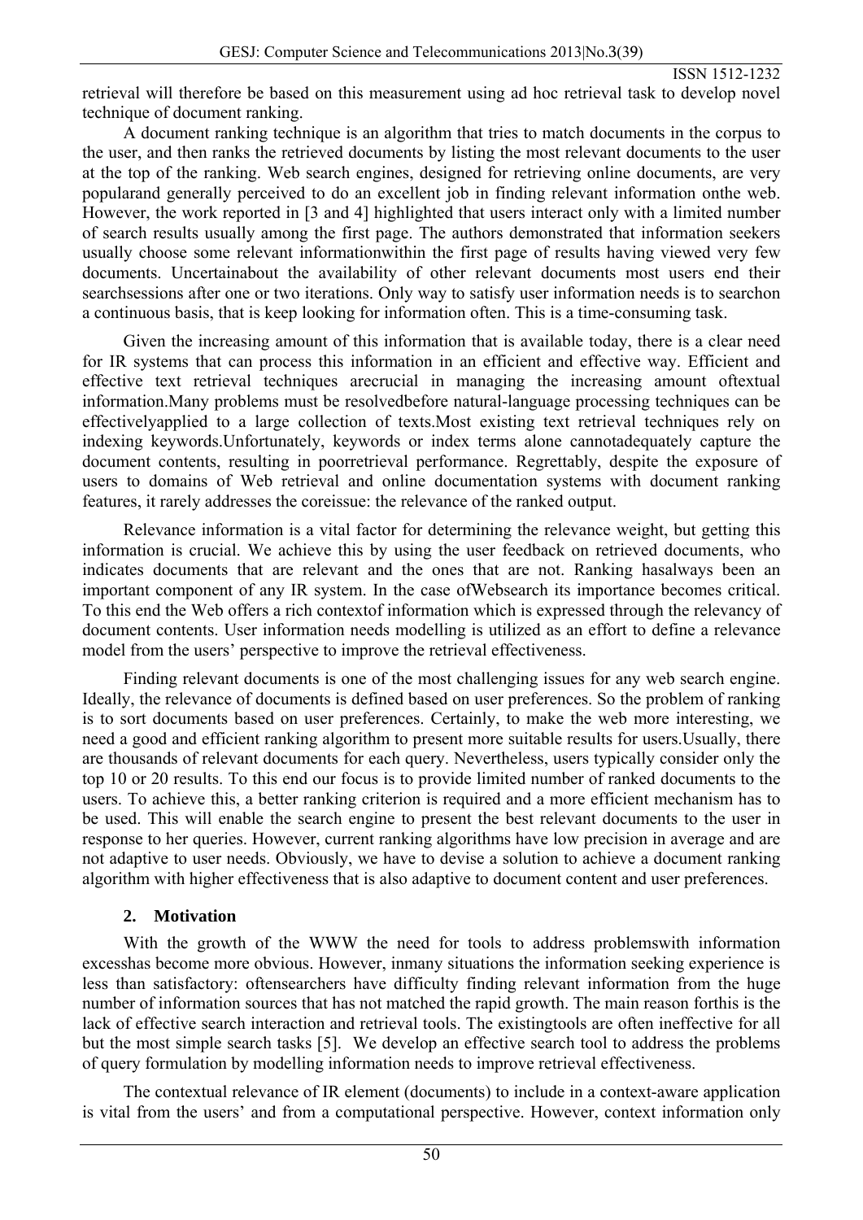retrieval will therefore be based on this measurement using ad hoc retrieval task to develop novel technique of document ranking.

A document ranking technique is an algorithm that tries to match documents in the corpus to the user, and then ranks the retrieved documents by listing the most relevant documents to the user at the top of the ranking. Web search engines, designed for retrieving online documents, are very popularand generally perceived to do an excellent job in finding relevant information onthe web. However, the work reported in [3 and 4] highlighted that users interact only with a limited number of search results usually among the first page. The authors demonstrated that information seekers usually choose some relevant informationwithin the first page of results having viewed very few documents. Uncertainabout the availability of other relevant documents most users end their searchsessions after one or two iterations. Only way to satisfy user information needs is to searchon a continuous basis, that is keep looking for information often. This is a time-consuming task.

Given the increasing amount of this information that is available today, there is a clear need for IR systems that can process this information in an efficient and effective way. Efficient and effective text retrieval techniques arecrucial in managing the increasing amount oftextual information.Many problems must be resolvedbefore natural-language processing techniques can be effectivelyapplied to a large collection of texts.Most existing text retrieval techniques rely on indexing keywords.Unfortunately, keywords or index terms alone cannotadequately capture the document contents, resulting in poorretrieval performance. Regrettably, despite the exposure of users to domains of Web retrieval and online documentation systems with document ranking features, it rarely addresses the coreissue: the relevance of the ranked output.

Relevance information is a vital factor for determining the relevance weight, but getting this information is crucial. We achieve this by using the user feedback on retrieved documents, who indicates documents that are relevant and the ones that are not. Ranking hasalways been an important component of any IR system. In the case ofWebsearch its importance becomes critical. To this end the Web offers a rich contextof information which is expressed through the relevancy of document contents. User information needs modelling is utilized as an effort to define a relevance model from the users' perspective to improve the retrieval effectiveness.

Finding relevant documents is one of the most challenging issues for any web search engine. Ideally, the relevance of documents is defined based on user preferences. So the problem of ranking is to sort documents based on user preferences. Certainly, to make the web more interesting, we need a good and efficient ranking algorithm to present more suitable results for users.Usually, there are thousands of relevant documents for each query. Nevertheless, users typically consider only the top 10 or 20 results. To this end our focus is to provide limited number of ranked documents to the users. To achieve this, a better ranking criterion is required and a more efficient mechanism has to be used. This will enable the search engine to present the best relevant documents to the user in response to her queries. However, current ranking algorithms have low precision in average and are not adaptive to user needs. Obviously, we have to devise a solution to achieve a document ranking algorithm with higher effectiveness that is also adaptive to document content and user preferences.

## 2. Motivation

With the growth of the WWW the need for tools to address problemswith information excesshas become more obvious. However, inmany situations the information seeking experience is less than satisfactory: oftensearchers have difficulty finding relevant information from the huge number of information sources that has not matched the rapid growth. The main reason forthis is the lack of effective search interaction and retrieval tools. The existingtools are often ineffective for all but the most simple search tasks [5]. We develop an effective search tool to address the problems of query formulation by modelling information needs to improve retrieval effectiveness.

The contextual relevance of IR element (documents) to include in a context-aware application is vital from the users' and from a computational perspective. However, context information only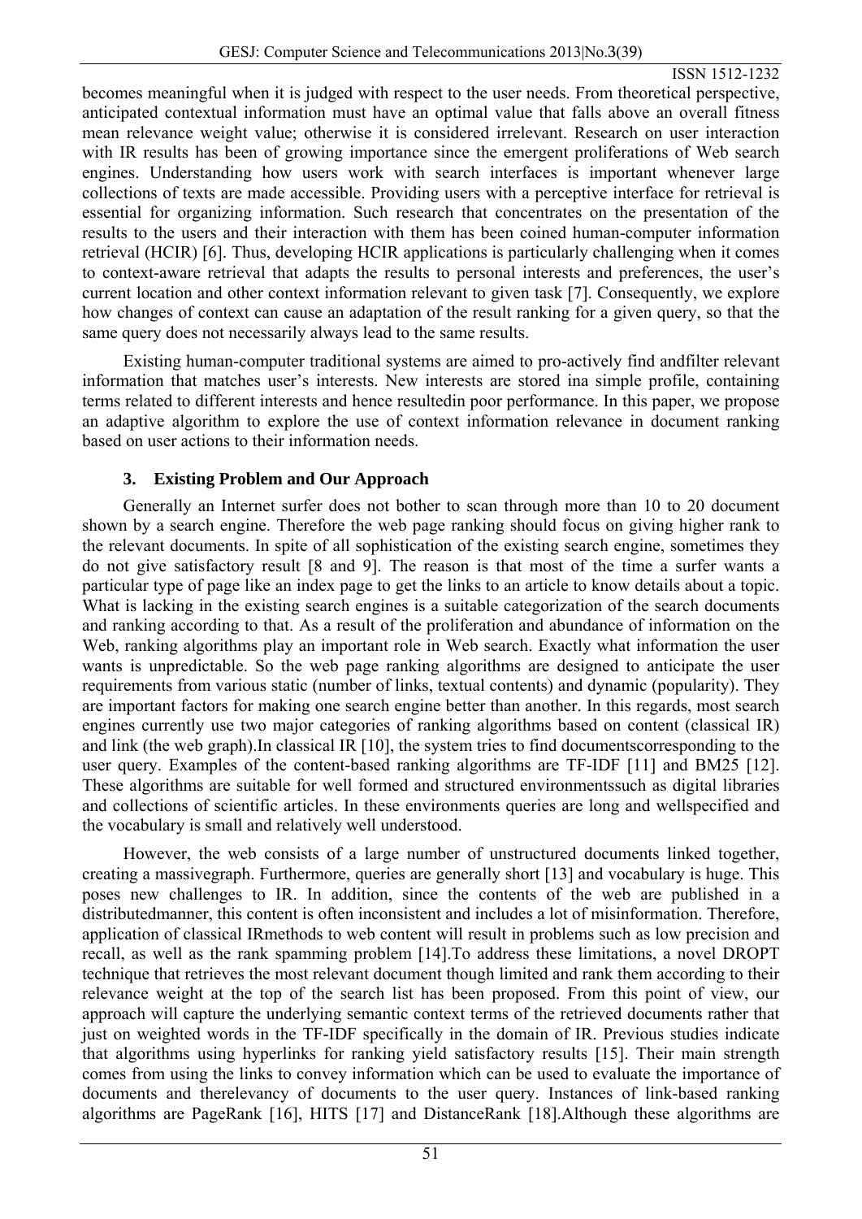becomes meaningful when it is judged with respect to the user needs. From theoretical perspective, anticipated contextual information must have an optimal value that falls above an overall fitness mean relevance weight value; otherwise it is considered irrelevant. Research on user interaction with IR results has been of growing importance since the emergent proliferations of Web search engines. Understanding how users work with search interfaces is important whenever large collections of texts are made accessible. Providing users with a perceptive interface for retrieval is essential for organizing information. Such research that concentrates on the presentation of the results to the users and their interaction with them has been coined human-computer information retrieval (HCIR) [6]. Thus, developing HCIR applications is particularly challenging when it comes to context-aware retrieval that adapts the results to personal interests and preferences, the user's current location and other context information relevant to given task [7]. Consequently, we explore how changes of context can cause an adaptation of the result ranking for a given query, so that the same query does not necessarily always lead to the same results.

Existing human-computer traditional systems are aimed to pro-actively find andfilter relevant information that matches user's interests. New interests are stored ina simple profile, containing terms related to different interests and hence resultedin poor performance. In this paper, we propose an adaptive algorithm to explore the use of context information relevance in document ranking based on user actions to their information needs.

## 3. Existing Problem and Our Approach

Generally an Internet surfer does not bother to scan through more than 10 to 20 document shown by a search engine. Therefore the web page ranking should focus on giving higher rank to the relevant documents. In spite of all sophistication of the existing search engine, sometimes they do not give satisfactory result [8 and 9]. The reason is that most of the time a surfer wants a particular type of page like an index page to get the links to an article to know details about a topic. What is lacking in the existing search engines is a suitable categorization of the search documents and ranking according to that. As a result of the proliferation and abundance of information on the Web, ranking algorithms play an important role in Web search. Exactly what information the user wants is unpredictable. So the web page ranking algorithms are designed to anticipate the user requirements from various static (number of links, textual contents) and dynamic (popularity). They are important factors for making one search engine better than another. In this regards, most search engines currently use two major categories of ranking algorithms based on content (classical IR) and link (the web graph).In classical IR [10], the system tries to find documentscorresponding to the user query. Examples of the content-based ranking algorithms are TF-IDF [11] and BM25 [12]. These algorithms are suitable for well formed and structured environmentssuch as digital libraries and collections of scientific articles. In these environments queries are long and wellspecified and the vocabulary is small and relatively well understood.

However, the web consists of a large number of unstructured documents linked together, creating a massivegraph. Furthermore, queries are generally short [13] and vocabulary is huge. This poses new challenges to IR. In addition, since the contents of the web are published in a distributedmanner, this content is often inconsistent and includes a lot of misinformation. Therefore, application of classical IRmethods to web content will result in problems such as low precision and recall, as well as the rank spamming problem [14].To address these limitations, a novel DROPT technique that retrieves the most relevant document though limited and rank them according to their relevance weight at the top of the search list has been proposed. From this point of view, our approach will capture the underlying semantic context terms of the retrieved documents rather that just on weighted words in the TF-IDF specifically in the domain of IR. Previous studies indicate that algorithms using hyperlinks for ranking yield satisfactory results [15]. Their main strength comes from using the links to convey information which can be used to evaluate the importance of documents and therelevancy of documents to the user query. Instances of link-based ranking algorithms are PageRank [16], HITS [17] and DistanceRank [18].Although these algorithms are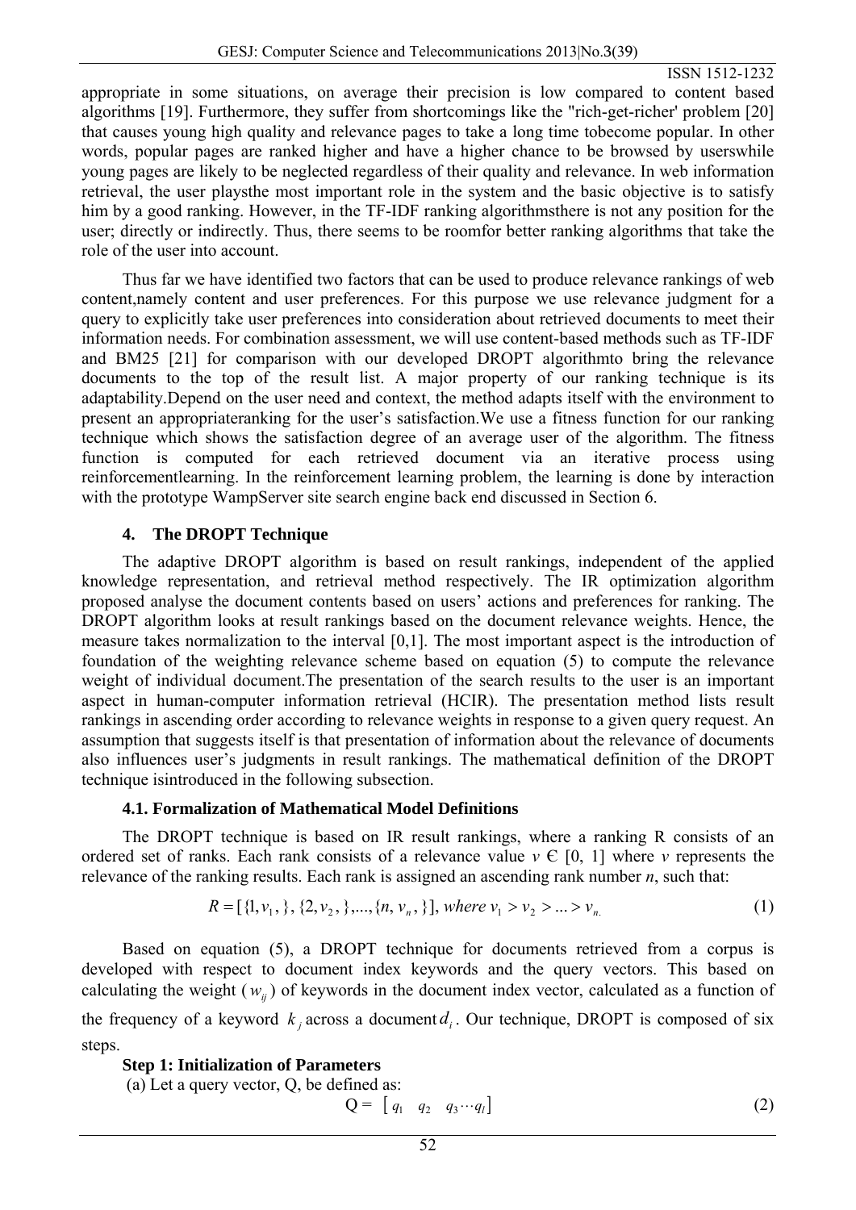appropriate in some situations, on average their precision is low compared to content based algorithms [19]. Furthermore, they suffer from shortcomings like the "rich-get-richer' problem [20] that causes young high quality and relevance pages to take a long time tobecome popular. In other words, popular pages are ranked higher and have a higher chance to be browsed by userswhile young pages are likely to be neglected regardless of their quality and relevance. In web information retrieval, the user playsthe most important role in the system and the basic objective is to satisfy him by a good ranking. However, in the TF-IDF ranking algorithmsthere is not any position for the user; directly or indirectly. Thus, there seems to be roomfor better ranking algorithms that take the role of the user into account.

Thus far we have identified two factors that can be used to produce relevance rankings of web content,namely content and user preferences. For this purpose we use relevance judgment for a query to explicitly take user preferences into consideration about retrieved documents to meet their information needs. For combination assessment, we will use content-based methods such as TF-IDF and BM25 [21] for comparison with our developed DROPT algorithmto bring the relevance documents to the top of the result list. A major property of our ranking technique is its adaptability.Depend on the user need and context, the method adapts itself with the environment to present an appropriateranking for the user's satisfaction.We use a fitness function for our ranking technique which shows the satisfaction degree of an average user of the algorithm. The fitness function is computed for each retrieved document via an iterative process using reinforcementlearning. In the reinforcement learning problem, the learning is done by interaction with the prototype WampServer site search engine back end discussed in Section 6.

## 4. The DROPT Technique

The adaptive DROPT algorithm is based on result rankings, independent of the applied knowledge representation, and retrieval method respectively. The IR optimization algorithm proposed analyse the document contents based on users' actions and preferences for ranking. The DROPT algorithm looks at result rankings based on the document relevance weights. Hence, the measure takes normalization to the interval [0,1]. The most important aspect is the introduction of foundation of the weighting relevance scheme based on equation (5) to compute the relevance weight of individual document.The presentation of the search results to the user is an important aspect in human-computer information retrieval (HCIR). The presentation method lists result rankings in ascending order according to relevance weights in response to a given query request. An assumption that suggests itself is that presentation of information about the relevance of documents also influences user's judgments in result rankings. The mathematical definition of the DROPT technique isintroduced in the following subsection.

### 4.1. Formalization of Mathematical Model Definitions

The DROPT technique is based on IR result rankings, where a ranking R consists of an ordered set of ranks. Each rank consists of a relevance value $v$ Є [0, 1] where $v$ represents the relevance of the ranking results. Each rank is assigned an ascending rank number $n$, such that:

$$R = [\{1, v_1, \}, \{2, v_2, \}, ..., \{n, v_n, \}], \; where \; v_1 > v_2 > ... > v_n. \tag{1}$$

Based on equation (5), a DROPT technique for documents retrieved from a corpus is developed with respect to document index keywords and the query vectors. This based on calculating the weight ($w_{ij}$) of keywords in the document index vector, calculated as a function of the frequency of a keyword $k_j$ across a document $d_i$. Our technique, DROPT is composed of six steps.

**Step 1: Initialization of Parameters**

(a) Let a query vector, Q, be defined as:

$$Q = [\, q_1 \quad q_2 \quad q_3 \cdots q_l \,] \tag{2}$$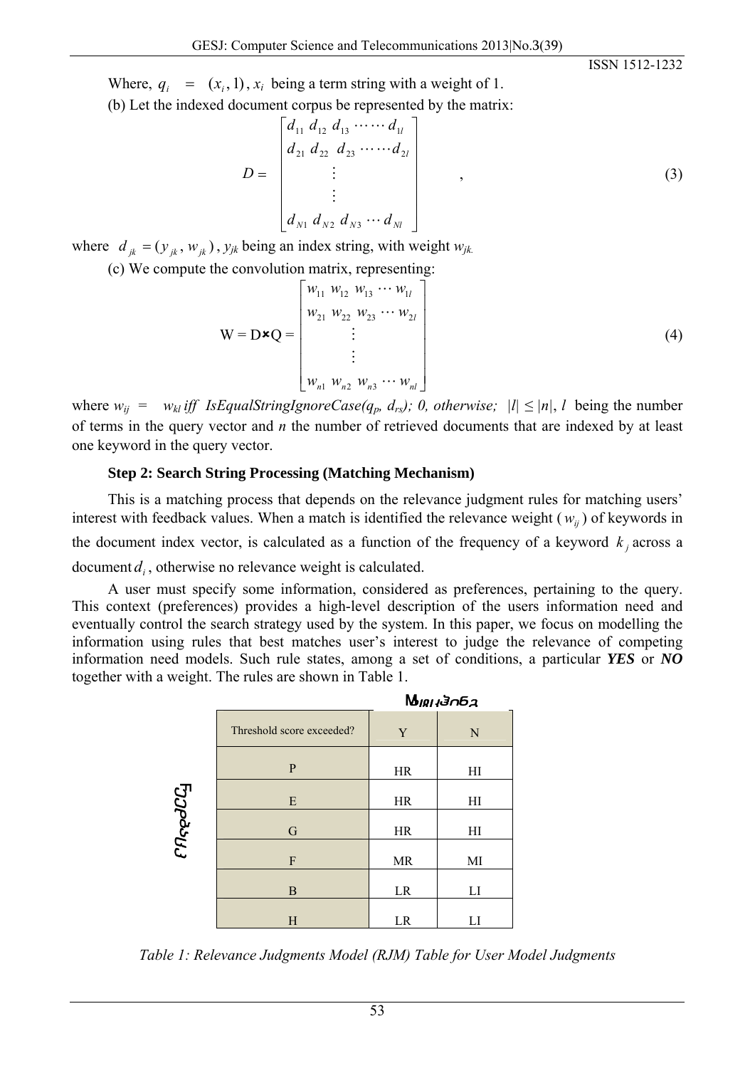Where, $q_i = (x_i, 1)$, $x_i$ being a term string with a weight of 1.

(b) Let the indexed document corpus be represented by the matrix:

$$D = \begin{bmatrix} d_{11}\ d_{12}\ d_{13} \cdots\cdots d_{1l} \\ d_{21}\ d_{22}\ d_{23} \cdots\cdots d_{2l} \\ \vdots \\ \vdots \\ d_{N1}\ d_{N2}\ d_{N3} \cdots d_{Nl} \end{bmatrix} , \tag{3}$$

where $d_{jk} = (y_{jk}, w_{jk})$, $y_{jk}$ being an index string, with weight $w_{jk}$.

(c) We compute the convolution matrix, representing:

$$\mathrm{W} = \mathrm{D} \times \mathrm{Q} = \begin{bmatrix} w_{11}\ w_{12}\ w_{13} \cdots w_{1l} \\ w_{21}\ w_{22}\ w_{23} \cdots w_{2l} \\ \vdots \\ \vdots \\ w_{n1}\ w_{n2}\ w_{n3} \cdots w_{nl} \end{bmatrix} \tag{4}$$

where $w_{ij} = w_{kl}$ *iff IsEqualStringIgnoreCase*($q_p$, $d_{rs}$); *0, otherwise;* $|l| \leq |n|$, $l$ being the number of terms in the query vector and $n$ the number of retrieved documents that are indexed by at least one keyword in the query vector.

**Step 2: Search String Processing (Matching Mechanism)**

This is a matching process that depends on the relevance judgment rules for matching users' interest with feedback values. When a match is identified the relevance weight ($w_{ij}$) of keywords in the document index vector, is calculated as a function of the frequency of a keyword $k_j$ across a document $d_i$, otherwise no relevance weight is calculated.

A user must specify some information, considered as preferences, pertaining to the query. This context (preferences) provides a high-level description of the users information need and eventually control the search strategy used by the system. In this paper, we focus on modelling the information using rules that best matches user's interest to judge the relevance of competing information need models. Such rule states, among a set of conditions, a particular ***YES*** or ***NO*** together with a weight. The rules are shown in Table 1.

| | Threshold score exceeded? | Y | N |
|---|---|---|---|
| | P | HR | HI |
| | E | HR | HI |
| | G | HR | HI |
| | F | MR | MI |
| | B | LR | LI |
| | H | LR | LI |

*Table 1: Relevance Judgments Model (RJM) Table for User Model Judgments*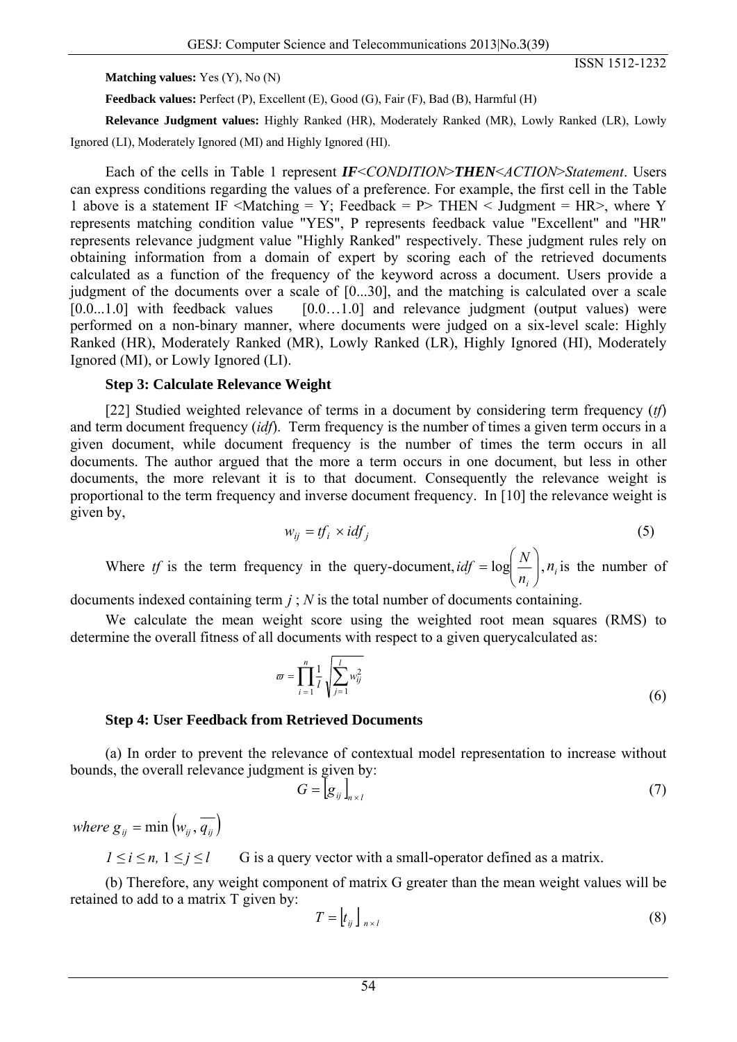**Matching values:** Yes (Y), No (N)

**Feedback values:** Perfect (P), Excellent (E), Good (G), Fair (F), Bad (B), Harmful (H)

**Relevance Judgment values:** Highly Ranked (HR), Moderately Ranked (MR), Lowly Ranked (LR), Lowly Ignored (LI), Moderately Ignored (MI) and Highly Ignored (HI).

Each of the cells in Table 1 represent ***IF****<CONDITION>****THEN****<ACTION>Statement*. Users can express conditions regarding the values of a preference. For example, the first cell in the Table 1 above is a statement IF <Matching = Y; Feedback = P> THEN < Judgment = HR>, where Y represents matching condition value "YES", P represents feedback value "Excellent" and "HR" represents relevance judgment value "Highly Ranked" respectively. These judgment rules rely on obtaining information from a domain of expert by scoring each of the retrieved documents calculated as a function of the frequency of the keyword across a document. Users provide a judgment of the documents over a scale of [0...30], and the matching is calculated over a scale [0.0...1.0] with feedback values [0.0…1.0] and relevance judgment (output values) were performed on a non-binary manner, where documents were judged on a six-level scale: Highly Ranked (HR), Moderately Ranked (MR), Lowly Ranked (LR), Highly Ignored (HI), Moderately Ignored (MI), or Lowly Ignored (LI).

### Step 3: Calculate Relevance Weight

[22] Studied weighted relevance of terms in a document by considering term frequency (*tf*) and term document frequency (*idf*). Term frequency is the number of times a given term occurs in a given document, while document frequency is the number of times the term occurs in all documents. The author argued that the more a term occurs in one document, but less in other documents, the more relevant it is to that document. Consequently the relevance weight is proportional to the term frequency and inverse document frequency. In [10] the relevance weight is given by,

$$w_{ij} = tf_i \times idf_j \tag{5}$$

Where *tf* is the term frequency in the query-document, $idf = \log\left(\frac{N}{n_i}\right)$, $n_i$ is the number of documents indexed containing term $j$ ; $N$ is the total number of documents containing.

We calculate the mean weight score using the weighted root mean squares (RMS) to determine the overall fitness of all documents with respect to a given querycalculated as:

$$\varpi = \prod_{i=1}^{n} \frac{1}{l} \sqrt{\sum_{j=1}^{l} w_{ij}^2} \tag{6}$$

### Step 4: User Feedback from Retrieved Documents

(a) In order to prevent the relevance of contextual model representation to increase without bounds, the overall relevance judgment is given by:

$$G = \left[g_{ij}\right]_{n \times l} \tag{7}$$

$where\ g_{ij} = \min\left(w_{ij}, \overline{q_{ij}}\right)$

$1 \leq i \leq n,\ 1 \leq j \leq l$ G is a query vector with a small-operator defined as a matrix.

(b) Therefore, any weight component of matrix G greater than the mean weight values will be retained to add to a matrix T given by:

$$T = \left[t_{ij}\right]_{n \times l} \tag{8}$$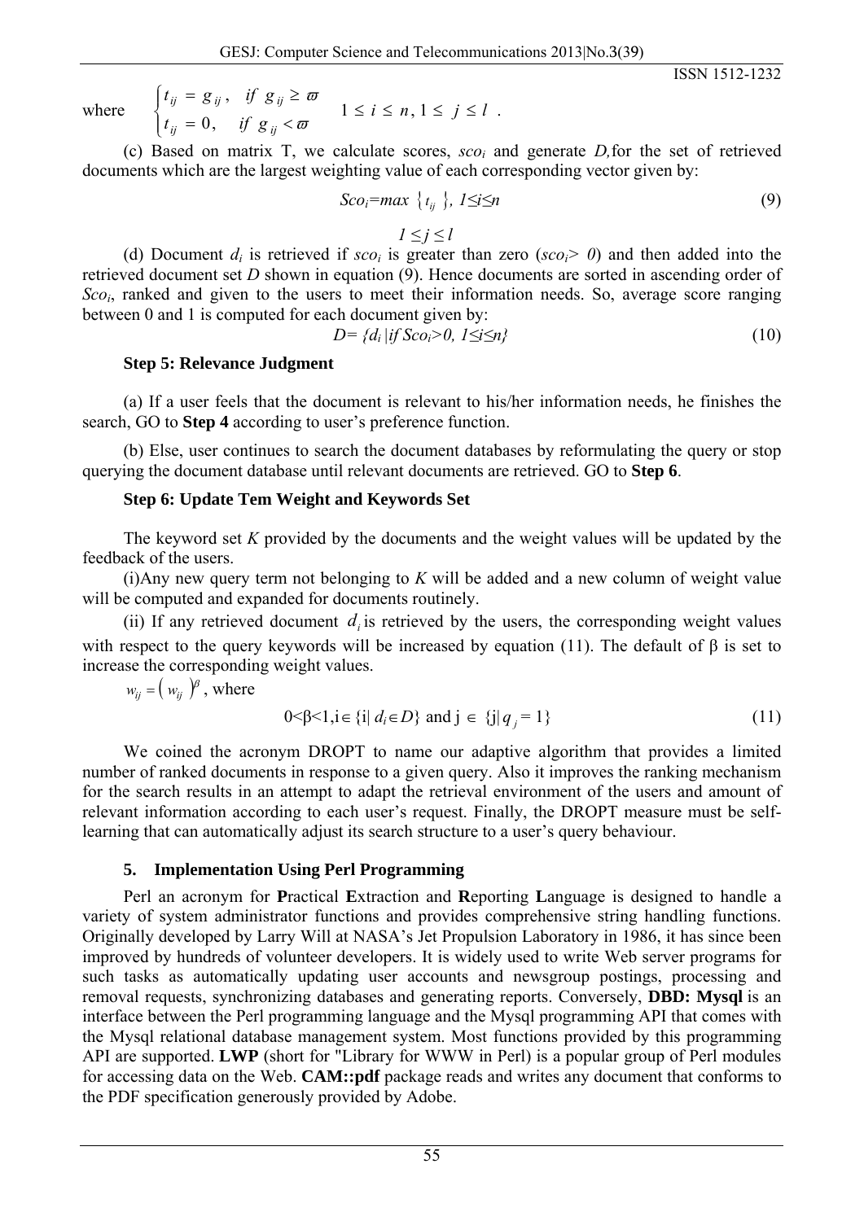where $$\begin{cases} t_{ij} = g_{ij}, & if\ g_{ij} \geq \varpi \\ t_{ij} = 0, & if\ g_{ij} < \varpi \end{cases} \quad 1 \leq i \leq n, 1 \leq j \leq l \ .$$

(c) Based on matrix T, we calculate scores, $sco_i$ and generate $D$, for the set of retrieved documents which are the largest weighting value of each corresponding vector given by:

$$Sco_i = \max_{1 \leq j \leq l} \{ t_{ij} \},\ 1 \leq i \leq n \tag{9}$$

(d) Document $d_i$ is retrieved if $sco_i$ is greater than zero ($sco_i > 0$) and then added into the retrieved document set $D$ shown in equation (9). Hence documents are sorted in ascending order of $Sco_i$, ranked and given to the users to meet their information needs. So, average score ranging between 0 and 1 is computed for each document given by:

$$D = \{d_i \mid if\ Sco_i > 0,\ 1 \leq i \leq n\} \tag{10}$$

**Step 5: Relevance Judgment**

(a) If a user feels that the document is relevant to his/her information needs, he finishes the search, GO to **Step 4** according to user's preference function.

(b) Else, user continues to search the document databases by reformulating the query or stop querying the document database until relevant documents are retrieved. GO to **Step 6**.

**Step 6: Update Tem Weight and Keywords Set**

The keyword set $K$ provided by the documents and the weight values will be updated by the feedback of the users.

(i)Any new query term not belonging to $K$ will be added and a new column of weight value will be computed and expanded for documents routinely.

(ii) If any retrieved document $d_i$ is retrieved by the users, the corresponding weight values with respect to the query keywords will be increased by equation (11). The default of β is set to increase the corresponding weight values.

$w_{ij} = \left( w_{ij} \right)^{\beta}$, where

$$0 < \beta < 1, i \in \{i \mid d_i \in D\} \text{ and } j \in \{j \mid q_j = 1\} \tag{11}$$

We coined the acronym DROPT to name our adaptive algorithm that provides a limited number of ranked documents in response to a given query. Also it improves the ranking mechanism for the search results in an attempt to adapt the retrieval environment of the users and amount of relevant information according to each user's request. Finally, the DROPT measure must be self-learning that can automatically adjust its search structure to a user's query behaviour.

## 5. Implementation Using Perl Programming

Perl an acronym for **P**ractical **E**xtraction and **R**eporting **L**anguage is designed to handle a variety of system administrator functions and provides comprehensive string handling functions. Originally developed by Larry Will at NASA's Jet Propulsion Laboratory in 1986, it has since been improved by hundreds of volunteer developers. It is widely used to write Web server programs for such tasks as automatically updating user accounts and newsgroup postings, processing and removal requests, synchronizing databases and generating reports. Conversely, **DBD: Mysql** is an interface between the Perl programming language and the Mysql programming API that comes with the Mysql relational database management system. Most functions provided by this programming API are supported. **LWP** (short for "Library for WWW in Perl) is a popular group of Perl modules for accessing data on the Web. **CAM::pdf** package reads and writes any document that conforms to the PDF specification generously provided by Adobe.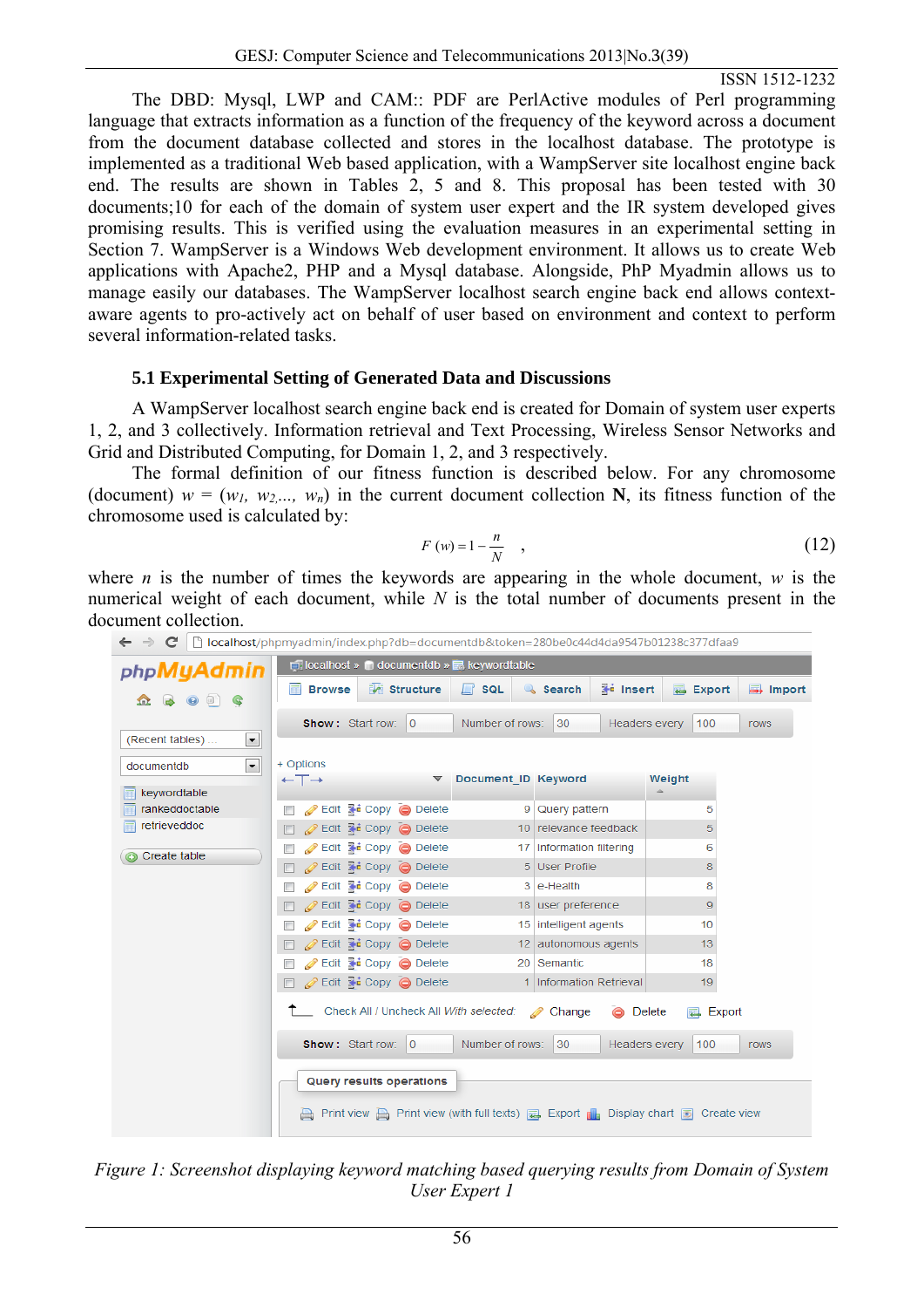The DBD: Mysql, LWP and CAM:: PDF are PerlActive modules of Perl programming language that extracts information as a function of the frequency of the keyword across a document from the document database collected and stores in the localhost database. The prototype is implemented as a traditional Web based application, with a WampServer site localhost engine back end. The results are shown in Tables 2, 5 and 8. This proposal has been tested with 30 documents;10 for each of the domain of system user expert and the IR system developed gives promising results. This is verified using the evaluation measures in an experimental setting in Section 7. WampServer is a Windows Web development environment. It allows us to create Web applications with Apache2, PHP and a Mysql database. Alongside, PhP Myadmin allows us to manage easily our databases. The WampServer localhost search engine back end allows context-aware agents to pro-actively act on behalf of user based on environment and context to perform several information-related tasks.

### 5.1 Experimental Setting of Generated Data and Discussions

A WampServer localhost search engine back end is created for Domain of system user experts 1, 2, and 3 collectively. Information retrieval and Text Processing, Wireless Sensor Networks and Grid and Distributed Computing, for Domain 1, 2, and 3 respectively.

The formal definition of our fitness function is described below. For any chromosome (document) $w = (w_1, w_2, ..., w_n)$ in the current document collection **N**, its fitness function of the chromosome used is calculated by:

$$F(w) = 1 - \frac{n}{N} \quad , \tag{12}$$

where $n$ is the number of times the keywords are appearing in the whole document, $w$ is the numerical weight of each document, while $N$ is the total number of documents present in the document collection.

localhost/phpmyadmin/index.php?db=documentdb&token=280be0c44d4da9547b01238c377dfaa9

phpMyAdmin

localhost » documentdb » keywordtable

Browse | Structure | SQL | Search | Insert | Export | Import

(Recent tables) ...

documentdb

keywordtable
rankeddoctable
retrieveddoc

Create table

Show : Start row: 0 Number of rows: 30 Headers every 100 rows

+ Options

| | Document_ID | Keyword | Weight |
|---|---|---|---|
| Edit Copy Delete | 9 | Query pattern | 5 |
| Edit Copy Delete | 10 | relevance feedback | 5 |
| Edit Copy Delete | 17 | Information filtering | 6 |
| Edit Copy Delete | 5 | User Profile | 8 |
| Edit Copy Delete | 3 | e-Health | 8 |
| Edit Copy Delete | 18 | user preference | 9 |
| Edit Copy Delete | 15 | intelligent agents | 10 |
| Edit Copy Delete | 12 | autonomous agents | 13 |
| Edit Copy Delete | 20 | Semantic | 18 |
| Edit Copy Delete | 1 | Information Retrieval | 19 |

Check All / Uncheck All *With selected:* Change Delete Export

Show : Start row: 0 Number of rows: 30 Headers every 100 rows

Query results operations

Print view Print view (with full texts) Export Display chart Create view

*Figure 1: Screenshot displaying keyword matching based querying results from Domain of System User Expert 1*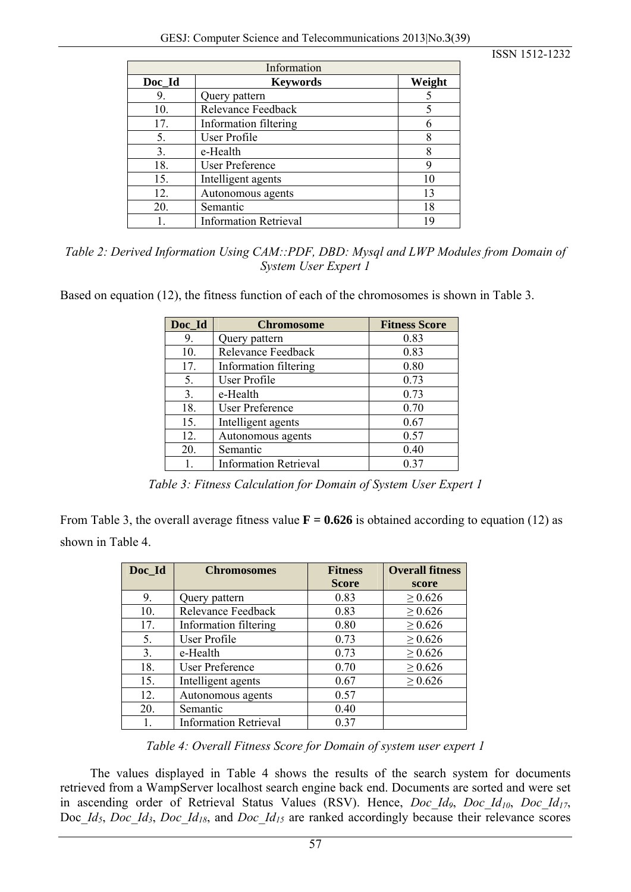| Information | | |
|---|---|---|
| **Doc_Id** | **Keywords** | **Weight** |
| 9. | Query pattern | 5 |
| 10. | Relevance Feedback | 5 |
| 17. | Information filtering | 6 |
| 5. | User Profile | 8 |
| 3. | e-Health | 8 |
| 18. | User Preference | 9 |
| 15. | Intelligent agents | 10 |
| 12. | Autonomous agents | 13 |
| 20. | Semantic | 18 |
| 1. | Information Retrieval | 19 |

*Table 2: Derived Information Using CAM::PDF, DBD: Mysql and LWP Modules from Domain of System User Expert 1*

Based on equation (12), the fitness function of each of the chromosomes is shown in Table 3.

| Doc_Id | Chromosome | Fitness Score |
|---|---|---|
| 9. | Query pattern | 0.83 |
| 10. | Relevance Feedback | 0.83 |
| 17. | Information filtering | 0.80 |
| 5. | User Profile | 0.73 |
| 3. | e-Health | 0.73 |
| 18. | User Preference | 0.70 |
| 15. | Intelligent agents | 0.67 |
| 12. | Autonomous agents | 0.57 |
| 20. | Semantic | 0.40 |
| 1. | Information Retrieval | 0.37 |

*Table 3: Fitness Calculation for Domain of System User Expert 1*

From Table 3, the overall average fitness value **F = 0.626** is obtained according to equation (12) as shown in Table 4.

| Doc_Id | Chromosomes | Fitness Score | Overall fitness score |
|---|---|---|---|
| 9. | Query pattern | 0.83 | ≥ 0.626 |
| 10. | Relevance Feedback | 0.83 | ≥ 0.626 |
| 17. | Information filtering | 0.80 | ≥ 0.626 |
| 5. | User Profile | 0.73 | ≥ 0.626 |
| 3. | e-Health | 0.73 | ≥ 0.626 |
| 18. | User Preference | 0.70 | ≥ 0.626 |
| 15. | Intelligent agents | 0.67 | ≥ 0.626 |
| 12. | Autonomous agents | 0.57 | |
| 20. | Semantic | 0.40 | |
| 1. | Information Retrieval | 0.37 | |

*Table 4: Overall Fitness Score for Domain of system user expert 1*

The values displayed in Table 4 shows the results of the search system for documents retrieved from a WampServer localhost search engine back end. Documents are sorted and were set in ascending order of Retrieval Status Values (RSV). Hence, $Doc\_Id_9$, $Doc\_Id_{10}$, $Doc\_Id_{17}$, $Doc\_Id_5$, $Doc\_Id_3$, $Doc\_Id_{18}$, and $Doc\_Id_{15}$ are ranked accordingly because their relevance scores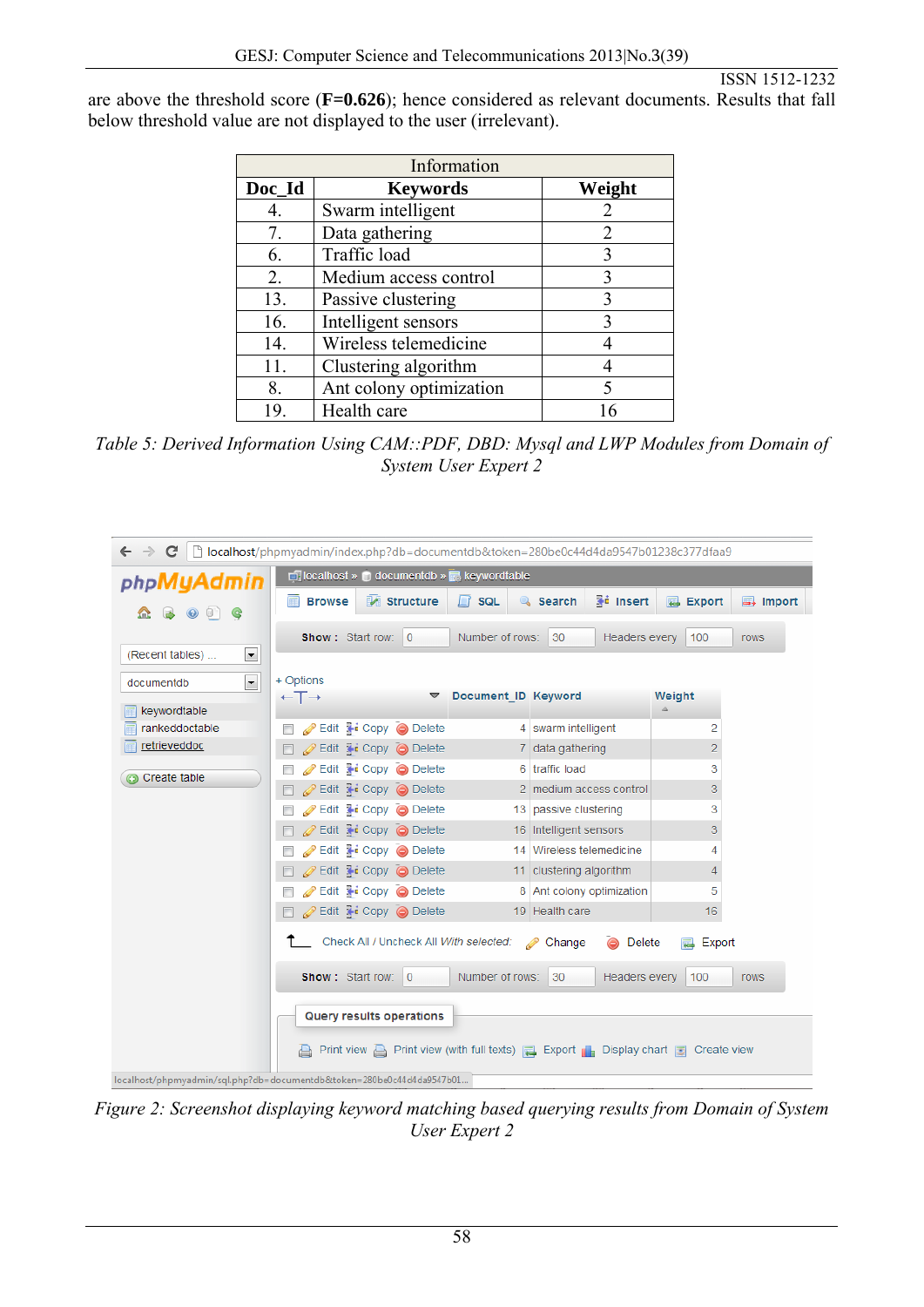are above the threshold score (**F=0.626**); hence considered as relevant documents. Results that fall below threshold value are not displayed to the user (irrelevant).

| Information | | |
|---|---|---|
| **Doc_Id** | **Keywords** | **Weight** |
| 4. | Swarm intelligent | 2 |
| 7. | Data gathering | 2 |
| 6. | Traffic load | 3 |
| 2. | Medium access control | 3 |
| 13. | Passive clustering | 3 |
| 16. | Intelligent sensors | 3 |
| 14. | Wireless telemedicine | 4 |
| 11. | Clustering algorithm | 4 |
| 8. | Ant colony optimization | 5 |
| 19. | Health care | 16 |

*Table 5: Derived Information Using CAM::PDF, DBD: Mysql and LWP Modules from Domain of System User Expert 2*

localhost/phpmyadmin/index.php?db=documentdb&token=280be0c44d4da9547b01238c377dfaa9

phpMyAdmin

localhost » documentdb » keywordtable

Browse Structure SQL Search Insert Export Import

(Recent tables) ...

documentdb

keywordtable
rankeddoctable
retrieveddoc

Create table

Show : Start row: 0 Number of rows: 30 Headers every 100 rows

+ Options

| | Document_ID | Keyword | Weight |
|---|---|---|---|
| Edit Copy Delete | 4 | swarm intelligent | 2 |
| Edit Copy Delete | 7 | data gathering | 2 |
| Edit Copy Delete | 6 | traffic load | 3 |
| Edit Copy Delete | 2 | medium access control | 3 |
| Edit Copy Delete | 13 | passive clustering | 3 |
| Edit Copy Delete | 16 | Intelligent sensors | 3 |
| Edit Copy Delete | 14 | Wireless telemedicine | 4 |
| Edit Copy Delete | 11 | clustering algorithm | 4 |
| Edit Copy Delete | 8 | Ant colony optimization | 5 |
| Edit Copy Delete | 19 | Health care | 16 |

Check All / Uncheck All With selected: Change Delete Export

Show : Start row: 0 Number of rows: 30 Headers every 100 rows

Query results operations

Print view Print view (with full texts) Export Display chart Create view

localhost/phpmyadmin/sql.php?db=documentdb&token=280be0c44d4da9547b01...

*Figure 2: Screenshot displaying keyword matching based querying results from Domain of System User Expert 2*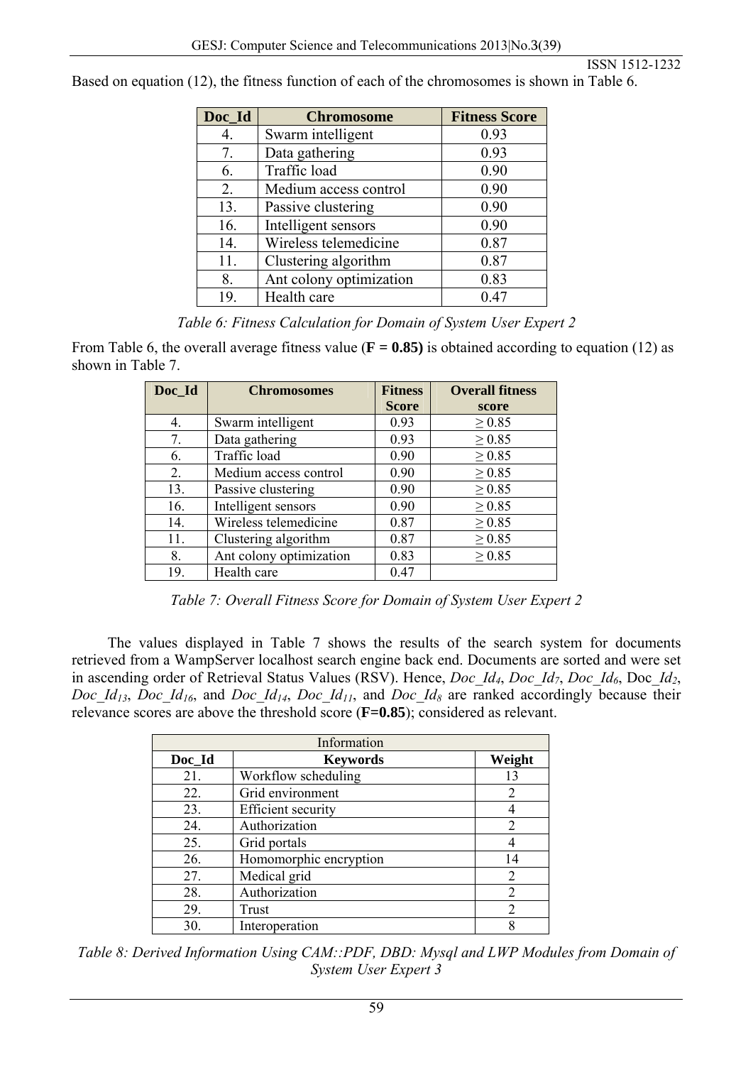Based on equation (12), the fitness function of each of the chromosomes is shown in Table 6.

| Doc_Id | Chromosome | Fitness Score |
|---|---|---|
| 4. | Swarm intelligent | 0.93 |
| 7. | Data gathering | 0.93 |
| 6. | Traffic load | 0.90 |
| 2. | Medium access control | 0.90 |
| 13. | Passive clustering | 0.90 |
| 16. | Intelligent sensors | 0.90 |
| 14. | Wireless telemedicine | 0.87 |
| 11. | Clustering algorithm | 0.87 |
| 8. | Ant colony optimization | 0.83 |
| 19. | Health care | 0.47 |

*Table 6: Fitness Calculation for Domain of System User Expert 2*

From Table 6, the overall average fitness value (**F = 0.85)** is obtained according to equation (12) as shown in Table 7.

| Doc_Id | Chromosomes | Fitness Score | Overall fitness score |
|---|---|---|---|
| 4. | Swarm intelligent | 0.93 | ≥ 0.85 |
| 7. | Data gathering | 0.93 | ≥ 0.85 |
| 6. | Traffic load | 0.90 | ≥ 0.85 |
| 2. | Medium access control | 0.90 | ≥ 0.85 |
| 13. | Passive clustering | 0.90 | ≥ 0.85 |
| 16. | Intelligent sensors | 0.90 | ≥ 0.85 |
| 14. | Wireless telemedicine | 0.87 | ≥ 0.85 |
| 11. | Clustering algorithm | 0.87 | ≥ 0.85 |
| 8. | Ant colony optimization | 0.83 | ≥ 0.85 |
| 19. | Health care | 0.47 | |

*Table 7: Overall Fitness Score for Domain of System User Expert 2*

The values displayed in Table 7 shows the results of the search system for documents retrieved from a WampServer localhost search engine back end. Documents are sorted and were set in ascending order of Retrieval Status Values (RSV). Hence, *Doc_Id*$_4$, *Doc_Id*$_7$, *Doc_Id*$_6$, Doc_*Id*$_2$, *Doc_Id*$_{13}$, *Doc_Id*$_{16}$, and *Doc_Id*$_{14}$, *Doc_Id*$_{11}$, and *Doc_Id*$_8$ are ranked accordingly because their relevance scores are above the threshold score (**F=0.85**); considered as relevant.

| Information | | |
|---|---|---|
| **Doc_Id** | **Keywords** | **Weight** |
| 21. | Workflow scheduling | 13 |
| 22. | Grid environment | 2 |
| 23. | Efficient security | 4 |
| 24. | Authorization | 2 |
| 25. | Grid portals | 4 |
| 26. | Homomorphic encryption | 14 |
| 27. | Medical grid | 2 |
| 28. | Authorization | 2 |
| 29. | Trust | 2 |
| 30. | Interoperation | 8 |

*Table 8: Derived Information Using CAM::PDF, DBD: Mysql and LWP Modules from Domain of System User Expert 3*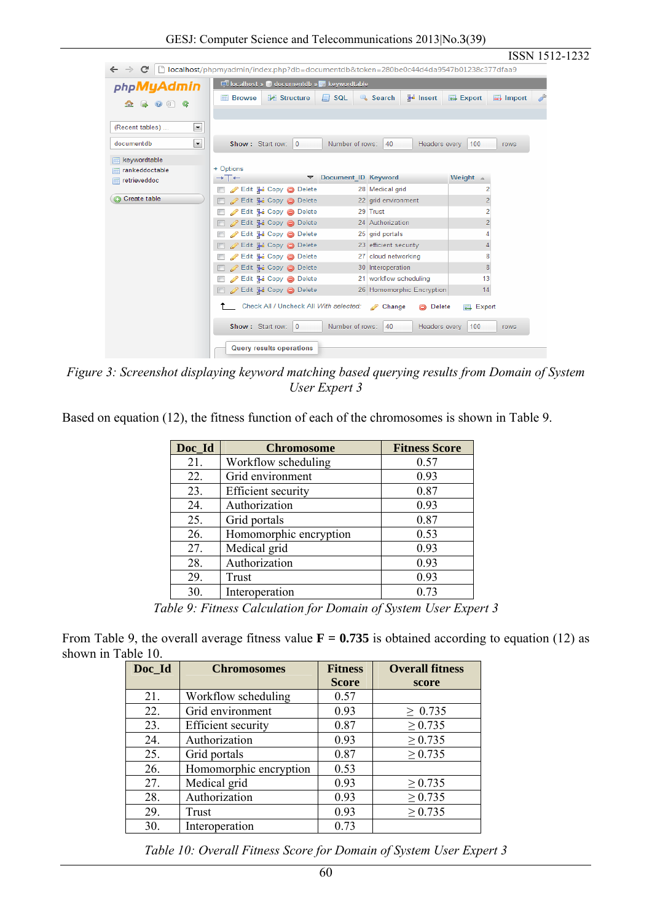Figure 3: Screenshot displaying keyword matching based querying results from Domain of System User Expert 3

Based on equation (12), the fitness function of each of the chromosomes is shown in Table 9.

| Doc_Id | Chromosome | Fitness Score |
|---|---|---|
| 21. | Workflow scheduling | 0.57 |
| 22. | Grid environment | 0.93 |
| 23. | Efficient security | 0.87 |
| 24. | Authorization | 0.93 |
| 25. | Grid portals | 0.87 |
| 26. | Homomorphic encryption | 0.53 |
| 27. | Medical grid | 0.93 |
| 28. | Authorization | 0.93 |
| 29. | Trust | 0.93 |
| 30. | Interoperation | 0.73 |

*Table 9: Fitness Calculation for Domain of System User Expert 3*

From Table 9, the overall average fitness value **F = 0.735** is obtained according to equation (12) as shown in Table 10.

| Doc_Id | Chromosomes | Fitness Score | Overall fitness score |
|---|---|---|---|
| 21. | Workflow scheduling | 0.57 | |
| 22. | Grid environment | 0.93 | $\geq$ 0.735 |
| 23. | Efficient security | 0.87 | $\geq$ 0.735 |
| 24. | Authorization | 0.93 | $\geq$ 0.735 |
| 25. | Grid portals | 0.87 | $\geq$ 0.735 |
| 26. | Homomorphic encryption | 0.53 | |
| 27. | Medical grid | 0.93 | $\geq$ 0.735 |
| 28. | Authorization | 0.93 | $\geq$ 0.735 |
| 29. | Trust | 0.93 | $\geq$ 0.735 |
| 30. | Interoperation | 0.73 | |

*Table 10: Overall Fitness Score for Domain of System User Expert 3*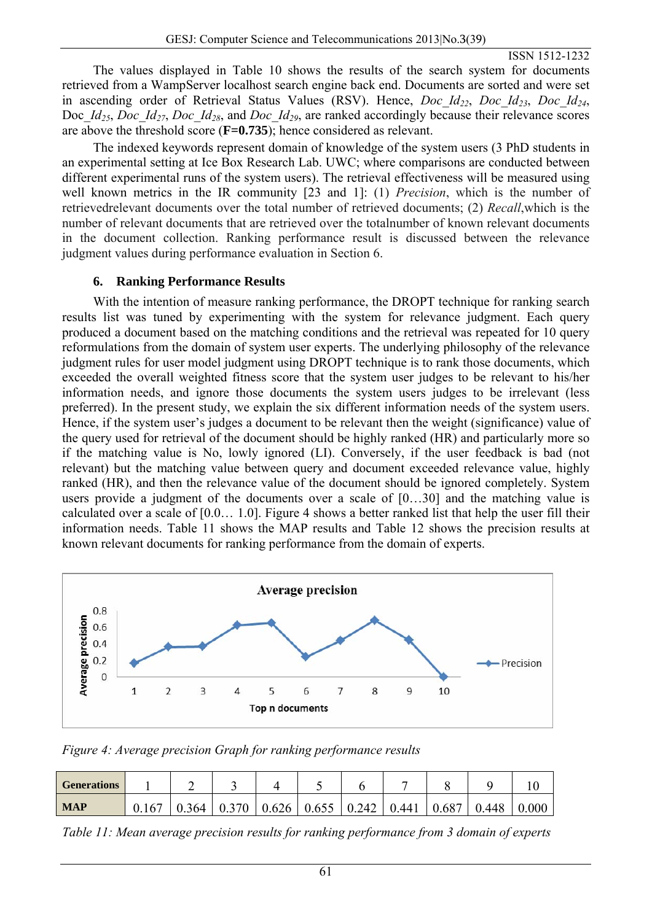The values displayed in Table 10 shows the results of the search system for documents retrieved from a WampServer localhost search engine back end. Documents are sorted and were set in ascending order of Retrieval Status Values (RSV). Hence, *Doc_Id*$_{22}$, *Doc_Id*$_{23}$, *Doc_Id*$_{24}$, Doc_*Id*$_{25}$, *Doc_Id*$_{27}$, *Doc_Id*$_{28}$, and *Doc_Id*$_{29}$, are ranked accordingly because their relevance scores are above the threshold score (**F=0.735**); hence considered as relevant.

The indexed keywords represent domain of knowledge of the system users (3 PhD students in an experimental setting at Ice Box Research Lab. UWC; where comparisons are conducted between different experimental runs of the system users). The retrieval effectiveness will be measured using well known metrics in the IR community [23 and 1]: (1) *Precision*, which is the number of retrievedrelevant documents over the total number of retrieved documents; (2) *Recall*,which is the number of relevant documents that are retrieved over the totalnumber of known relevant documents in the document collection. Ranking performance result is discussed between the relevance judgment values during performance evaluation in Section 6.

## 6. Ranking Performance Results

With the intention of measure ranking performance, the DROPT technique for ranking search results list was tuned by experimenting with the system for relevance judgment. Each query produced a document based on the matching conditions and the retrieval was repeated for 10 query reformulations from the domain of system user experts. The underlying philosophy of the relevance judgment rules for user model judgment using DROPT technique is to rank those documents, which exceeded the overall weighted fitness score that the system user judges to be relevant to his/her information needs, and ignore those documents the system users judges to be irrelevant (less preferred). In the present study, we explain the six different information needs of the system users. Hence, if the system user's judges a document to be relevant then the weight (significance) value of the query used for retrieval of the document should be highly ranked (HR) and particularly more so if the matching value is No, lowly ignored (LI). Conversely, if the user feedback is bad (not relevant) but the matching value between query and document exceeded relevance value, highly ranked (HR), and then the relevance value of the document should be ignored completely. System users provide a judgment of the documents over a scale of [0…30] and the matching value is calculated over a scale of [0.0… 1.0]. Figure 4 shows a better ranked list that help the user fill their information needs. Table 11 shows the MAP results and Table 12 shows the precision results at known relevant documents for ranking performance from the domain of experts.

Average precision

Average precision

0.8
0.6
0.4
0.2
0

1 2 3 4 5 6 7 8 9 10

Top n documents

Precision

*Figure 4: Average precision Graph for ranking performance results*

| Generations | 1 | 2 | 3 | 4 | 5 | 6 | 7 | 8 | 9 | 10 |
|---|---|---|---|---|---|---|---|---|---|---|
| MAP | 0.167 | 0.364 | 0.370 | 0.626 | 0.655 | 0.242 | 0.441 | 0.687 | 0.448 | 0.000 |

*Table 11: Mean average precision results for ranking performance from 3 domain of experts*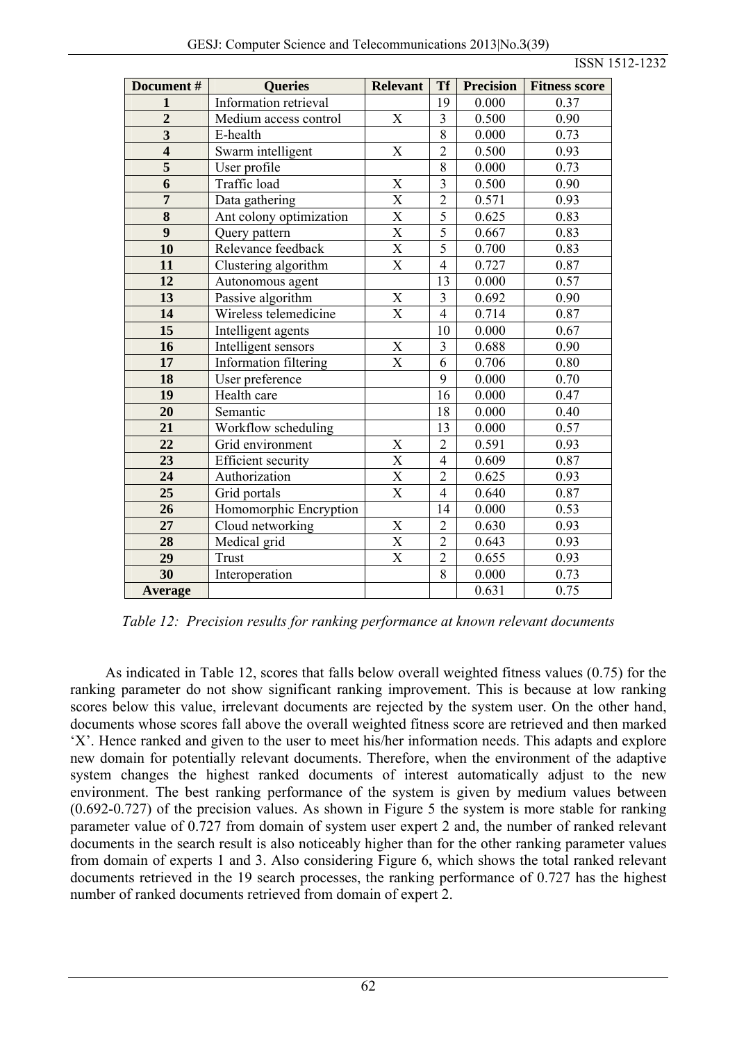| Document # | Queries | Relevant | Tf | Precision | Fitness score |
|---|---|---|---|---|---|
| **1** | Information retrieval | | 19 | 0.000 | 0.37 |
| **2** | Medium access control | X | 3 | 0.500 | 0.90 |
| **3** | E-health | | 8 | 0.000 | 0.73 |
| **4** | Swarm intelligent | X | 2 | 0.500 | 0.93 |
| **5** | User profile | | 8 | 0.000 | 0.73 |
| **6** | Traffic load | X | 3 | 0.500 | 0.90 |
| **7** | Data gathering | X | 2 | 0.571 | 0.93 |
| **8** | Ant colony optimization | X | 5 | 0.625 | 0.83 |
| **9** | Query pattern | X | 5 | 0.667 | 0.83 |
| **10** | Relevance feedback | X | 5 | 0.700 | 0.83 |
| **11** | Clustering algorithm | X | 4 | 0.727 | 0.87 |
| **12** | Autonomous agent | | 13 | 0.000 | 0.57 |
| **13** | Passive algorithm | X | 3 | 0.692 | 0.90 |
| **14** | Wireless telemedicine | X | 4 | 0.714 | 0.87 |
| **15** | Intelligent agents | | 10 | 0.000 | 0.67 |
| **16** | Intelligent sensors | X | 3 | 0.688 | 0.90 |
| **17** | Information filtering | X | 6 | 0.706 | 0.80 |
| **18** | User preference | | 9 | 0.000 | 0.70 |
| **19** | Health care | | 16 | 0.000 | 0.47 |
| **20** | Semantic | | 18 | 0.000 | 0.40 |
| **21** | Workflow scheduling | | 13 | 0.000 | 0.57 |
| **22** | Grid environment | X | 2 | 0.591 | 0.93 |
| **23** | Efficient security | X | 4 | 0.609 | 0.87 |
| **24** | Authorization | X | 2 | 0.625 | 0.93 |
| **25** | Grid portals | X | 4 | 0.640 | 0.87 |
| **26** | Homomorphic Encryption | | 14 | 0.000 | 0.53 |
| **27** | Cloud networking | X | 2 | 0.630 | 0.93 |
| **28** | Medical grid | X | 2 | 0.643 | 0.93 |
| **29** | Trust | X | 2 | 0.655 | 0.93 |
| **30** | Interoperation | | 8 | 0.000 | 0.73 |
| **Average** | | | | 0.631 | 0.75 |

*Table 12: Precision results for ranking performance at known relevant documents*

As indicated in Table 12, scores that falls below overall weighted fitness values (0.75) for the ranking parameter do not show significant ranking improvement. This is because at low ranking scores below this value, irrelevant documents are rejected by the system user. On the other hand, documents whose scores fall above the overall weighted fitness score are retrieved and then marked 'X'. Hence ranked and given to the user to meet his/her information needs. This adapts and explore new domain for potentially relevant documents. Therefore, when the environment of the adaptive system changes the highest ranked documents of interest automatically adjust to the new environment. The best ranking performance of the system is given by medium values between (0.692-0.727) of the precision values. As shown in Figure 5 the system is more stable for ranking parameter value of 0.727 from domain of system user expert 2 and, the number of ranked relevant documents in the search result is also noticeably higher than for the other ranking parameter values from domain of experts 1 and 3. Also considering Figure 6, which shows the total ranked relevant documents retrieved in the 19 search processes, the ranking performance of 0.727 has the highest number of ranked documents retrieved from domain of expert 2.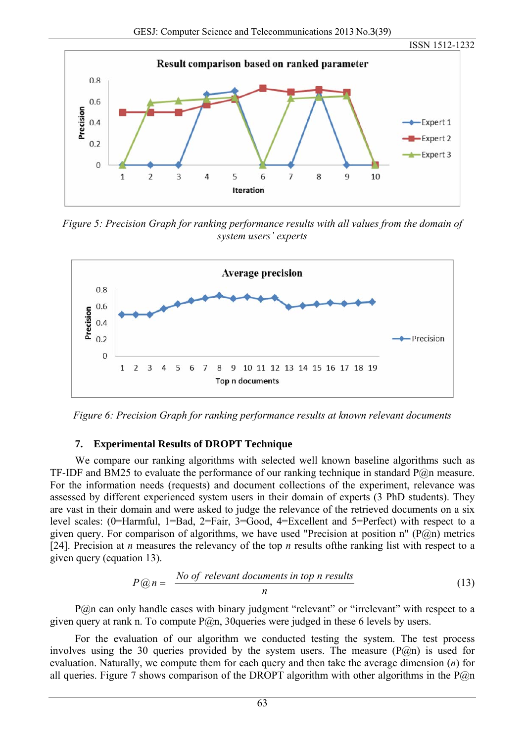Result comparison based on ranked parameter

Precision

0.8
0.6
0.4
0.2
0

1 2 3 4 5 6 7 8 9 10

Iteration

Expert 1
Expert 2
Expert 3

*Figure 5: Precision Graph for ranking performance results with all values from the domain of system users' experts*

Average precision

Precision

0.8
0.6
0.4
0.2
0

1 2 3 4 5 6 7 8 9 10 11 12 13 14 15 16 17 18 19

Top n documents

Precision

*Figure 6: Precision Graph for ranking performance results at known relevant documents*

## 7. Experimental Results of DROPT Technique

We compare our ranking algorithms with selected well known baseline algorithms such as TF-IDF and BM25 to evaluate the performance of our ranking technique in standard P@n measure. For the information needs (requests) and document collections of the experiment, relevance was assessed by different experienced system users in their domain of experts (3 PhD students). They are vast in their domain and were asked to judge the relevance of the retrieved documents on a six level scales: (0=Harmful, 1=Bad, 2=Fair, 3=Good, 4=Excellent and 5=Perfect) with respect to a given query. For comparison of algorithms, we have used "Precision at position n" (P@n) metrics [24]. Precision at *n* measures the relevancy of the top *n* results ofthe ranking list with respect to a given query (equation 13).

$$P@n = \frac{No\ of\ \ relevant\ documents\ in\ top\ n\ results}{n} \tag{13}$$

P@n can only handle cases with binary judgment "relevant" or "irrelevant" with respect to a given query at rank n. To compute P@n, 30queries were judged in these 6 levels by users.

For the evaluation of our algorithm we conducted testing the system. The test process involves using the 30 queries provided by the system users. The measure (P@n) is used for evaluation. Naturally, we compute them for each query and then take the average dimension (*n*) for all queries. Figure 7 shows comparison of the DROPT algorithm with other algorithms in the P@n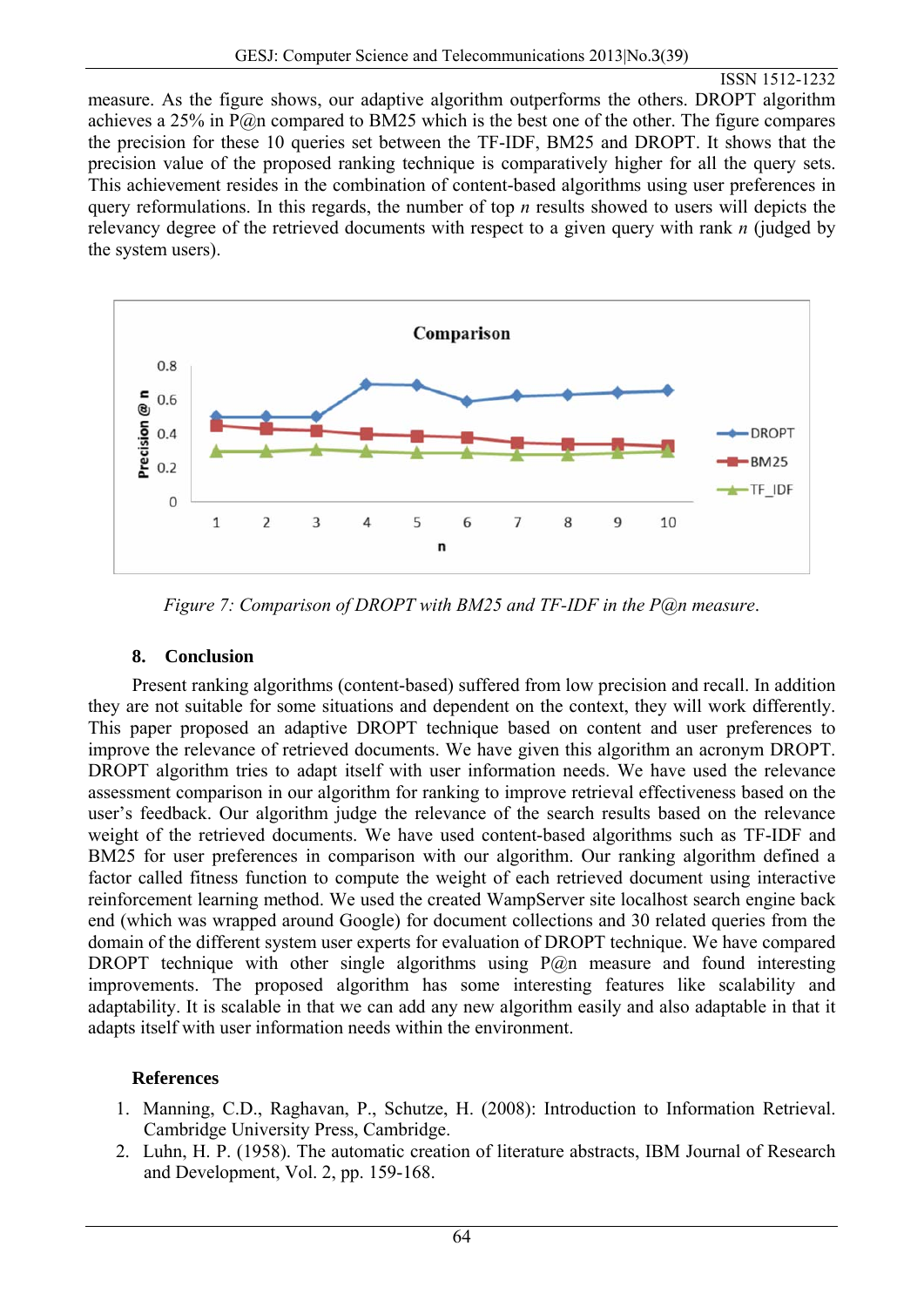measure. As the figure shows, our adaptive algorithm outperforms the others. DROPT algorithm achieves a 25% in P@n compared to BM25 which is the best one of the other. The figure compares the precision for these 10 queries set between the TF-IDF, BM25 and DROPT. It shows that the precision value of the proposed ranking technique is comparatively higher for all the query sets. This achievement resides in the combination of content-based algorithms using user preferences in query reformulations. In this regards, the number of top *n* results showed to users will depicts the relevancy degree of the retrieved documents with respect to a given query with rank *n* (judged by the system users).

Comparison

Precision @ n

0.8
0.6
0.4
0.2
0

1 2 3 4 5 6 7 8 9 10

n

DROPT
BM25
TF_IDF

*Figure 7: Comparison of DROPT with BM25 and TF-IDF in the P@n measure.*

## 8. Conclusion

Present ranking algorithms (content-based) suffered from low precision and recall. In addition they are not suitable for some situations and dependent on the context, they will work differently. This paper proposed an adaptive DROPT technique based on content and user preferences to improve the relevance of retrieved documents. We have given this algorithm an acronym DROPT. DROPT algorithm tries to adapt itself with user information needs. We have used the relevance assessment comparison in our algorithm for ranking to improve retrieval effectiveness based on the user's feedback. Our algorithm judge the relevance of the search results based on the relevance weight of the retrieved documents. We have used content-based algorithms such as TF-IDF and BM25 for user preferences in comparison with our algorithm. Our ranking algorithm defined a factor called fitness function to compute the weight of each retrieved document using interactive reinforcement learning method. We used the created WampServer site localhost search engine back end (which was wrapped around Google) for document collections and 30 related queries from the domain of the different system user experts for evaluation of DROPT technique. We have compared DROPT technique with other single algorithms using P@n measure and found interesting improvements. The proposed algorithm has some interesting features like scalability and adaptability. It is scalable in that we can add any new algorithm easily and also adaptable in that it adapts itself with user information needs within the environment.

### References

1. Manning, C.D., Raghavan, P., Schutze, H. (2008): Introduction to Information Retrieval. Cambridge University Press, Cambridge.
2. Luhn, H. P. (1958). The automatic creation of literature abstracts, IBM Journal of Research and Development, Vol. 2, pp. 159-168.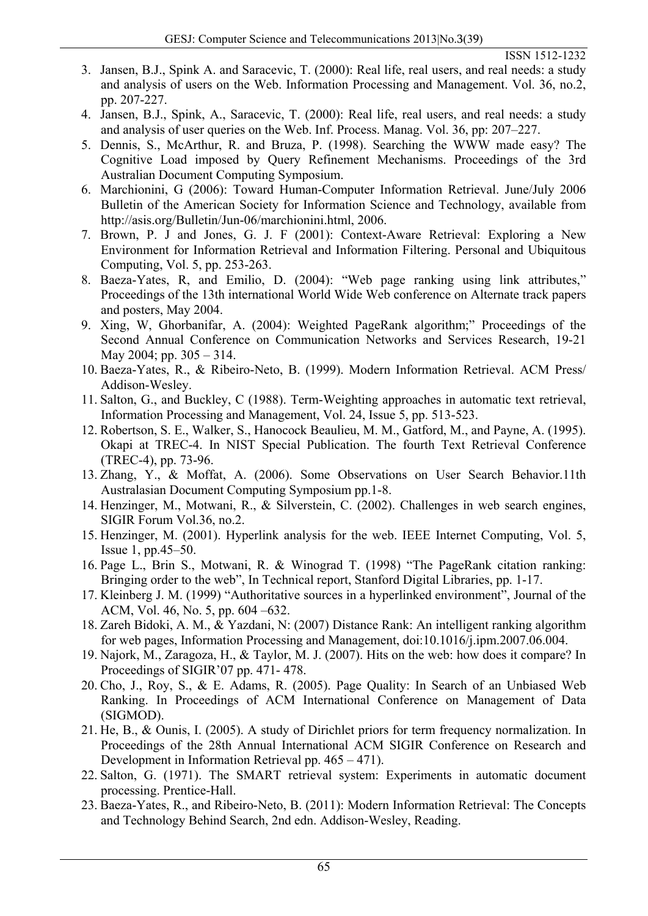3. Jansen, B.J., Spink A. and Saracevic, T. (2000): Real life, real users, and real needs: a study and analysis of users on the Web. Information Processing and Management. Vol. 36, no.2, pp. 207-227.
4. Jansen, B.J., Spink, A., Saracevic, T. (2000): Real life, real users, and real needs: a study and analysis of user queries on the Web. Inf. Process. Manag. Vol. 36, pp: 207–227.
5. Dennis, S., McArthur, R. and Bruza, P. (1998). Searching the WWW made easy? The Cognitive Load imposed by Query Refinement Mechanisms. Proceedings of the 3rd Australian Document Computing Symposium.
6. Marchionini, G (2006): Toward Human-Computer Information Retrieval. June/July 2006 Bulletin of the American Society for Information Science and Technology, available from http://asis.org/Bulletin/Jun-06/marchionini.html, 2006.
7. Brown, P. J and Jones, G. J. F (2001): Context-Aware Retrieval: Exploring a New Environment for Information Retrieval and Information Filtering. Personal and Ubiquitous Computing, Vol. 5, pp. 253-263.
8. Baeza-Yates, R, and Emilio, D. (2004): "Web page ranking using link attributes," Proceedings of the 13th international World Wide Web conference on Alternate track papers and posters, May 2004.
9. Xing, W, Ghorbanifar, A. (2004): Weighted PageRank algorithm;" Proceedings of the Second Annual Conference on Communication Networks and Services Research, 19-21 May 2004; pp. 305 – 314.
10. Baeza-Yates, R., & Ribeiro-Neto, B. (1999). Modern Information Retrieval. ACM Press/ Addison-Wesley.
11. Salton, G., and Buckley, C (1988). Term-Weighting approaches in automatic text retrieval, Information Processing and Management, Vol. 24, Issue 5, pp. 513-523.
12. Robertson, S. E., Walker, S., Hanocock Beaulieu, M. M., Gatford, M., and Payne, A. (1995). Okapi at TREC-4. In NIST Special Publication. The fourth Text Retrieval Conference (TREC-4), pp. 73-96.
13. Zhang, Y., & Moffat, A. (2006). Some Observations on User Search Behavior.11th Australasian Document Computing Symposium pp.1-8.
14. Henzinger, M., Motwani, R., & Silverstein, C. (2002). Challenges in web search engines, SIGIR Forum Vol.36, no.2.
15. Henzinger, M. (2001). Hyperlink analysis for the web. IEEE Internet Computing, Vol. 5, Issue 1, pp.45–50.
16. Page L., Brin S., Motwani, R. & Winograd T. (1998) "The PageRank citation ranking: Bringing order to the web", In Technical report, Stanford Digital Libraries, pp. 1-17.
17. Kleinberg J. M. (1999) "Authoritative sources in a hyperlinked environment", Journal of the ACM, Vol. 46, No. 5, pp. 604 –632.
18. Zareh Bidoki, A. M., & Yazdani, N: (2007) Distance Rank: An intelligent ranking algorithm for web pages, Information Processing and Management, doi:10.1016/j.ipm.2007.06.004.
19. Najork, M., Zaragoza, H., & Taylor, M. J. (2007). Hits on the web: how does it compare? In Proceedings of SIGIR'07 pp. 471- 478.
20. Cho, J., Roy, S., & E. Adams, R. (2005). Page Quality: In Search of an Unbiased Web Ranking. In Proceedings of ACM International Conference on Management of Data (SIGMOD).
21. He, B., & Ounis, I. (2005). A study of Dirichlet priors for term frequency normalization. In Proceedings of the 28th Annual International ACM SIGIR Conference on Research and Development in Information Retrieval pp. 465 – 471).
22. Salton, G. (1971). The SMART retrieval system: Experiments in automatic document processing. Prentice-Hall.
23. Baeza-Yates, R., and Ribeiro-Neto, B. (2011): Modern Information Retrieval: The Concepts and Technology Behind Search, 2nd edn. Addison-Wesley, Reading.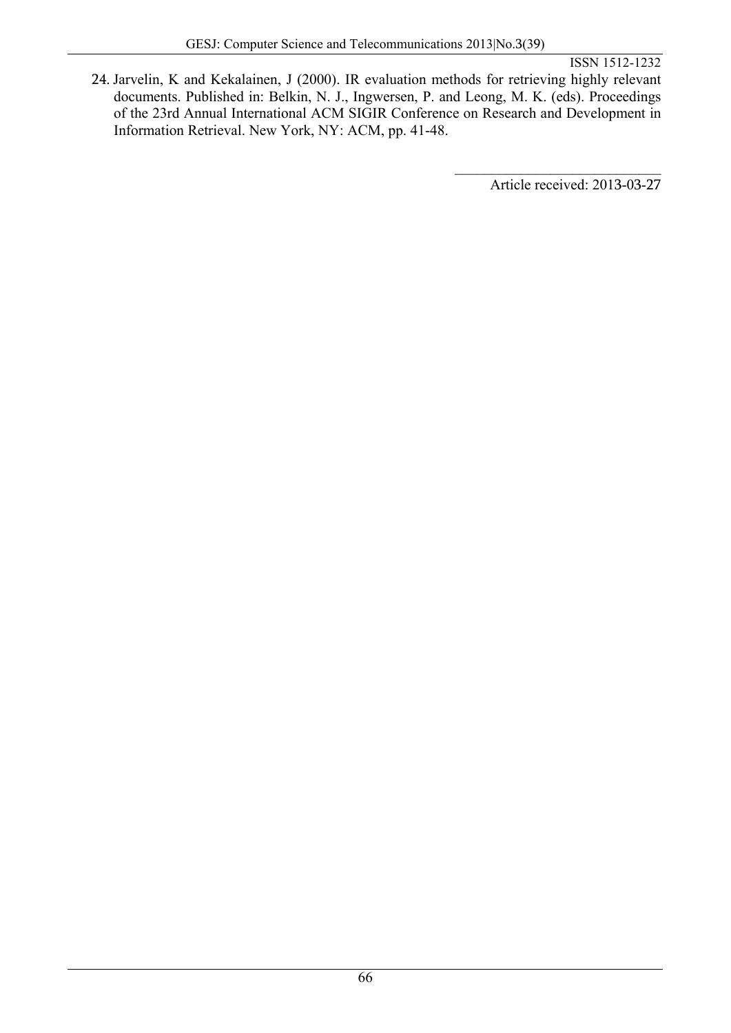24. Jarvelin, K and Kekalainen, J (2000). IR evaluation methods for retrieving highly relevant documents. Published in: Belkin, N. J., Ingwersen, P. and Leong, M. K. (eds). Proceedings of the 23rd Annual International ACM SIGIR Conference on Research and Development in Information Retrieval. New York, NY: ACM, pp. 41-48.

______________________________

Article received: 2013-03-27